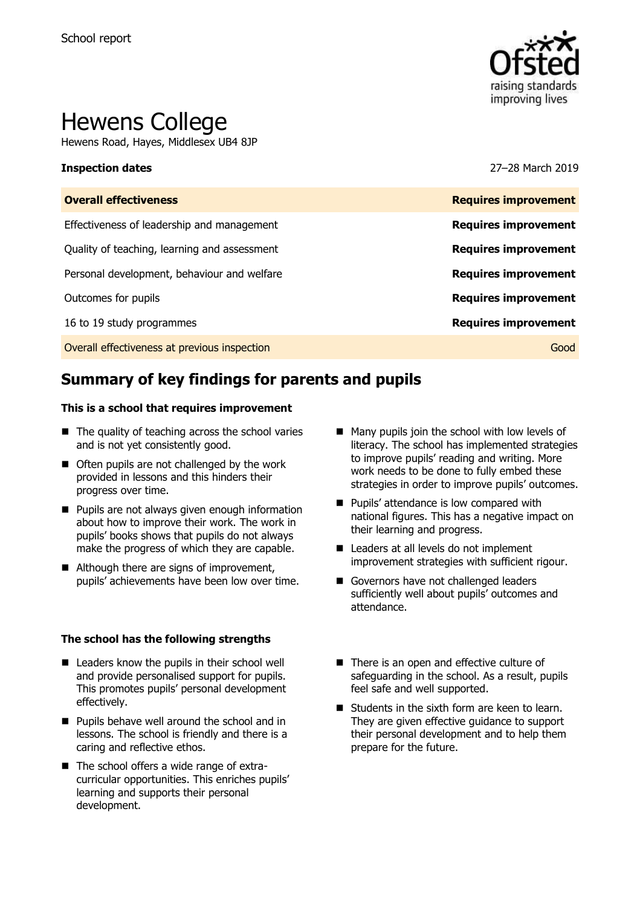School report

# Hewens College

Hewens Road, Hayes, Middlesex UB4 8JP

| **Inspection dates** | 27–28 March 2019 |
| --- | --- |
| **Overall effectiveness** | **Requires improvement** |
| Effectiveness of leadership and management | **Requires improvement** |
| Quality of teaching, learning and assessment | **Requires improvement** |
| Personal development, behaviour and welfare | **Requires improvement** |
| Outcomes for pupils | **Requires improvement** |
| 16 to 19 study programmes | **Requires improvement** |
| Overall effectiveness at previous inspection | Good |

## Summary of key findings for parents and pupils

### This is a school that requires improvement

- The quality of teaching across the school varies and is not yet consistently good.
- Often pupils are not challenged by the work provided in lessons and this hinders their progress over time.
- Pupils are not always given enough information about how to improve their work. The work in pupils' books shows that pupils do not always make the progress of which they are capable.
- Although there are signs of improvement, pupils' achievements have been low over time.
- Many pupils join the school with low levels of literacy. The school has implemented strategies to improve pupils' reading and writing. More work needs to be done to fully embed these strategies in order to improve pupils' outcomes.
- Pupils' attendance is low compared with national figures. This has a negative impact on their learning and progress.
- Leaders at all levels do not implement improvement strategies with sufficient rigour.
- Governors have not challenged leaders sufficiently well about pupils' outcomes and attendance.

### The school has the following strengths

- Leaders know the pupils in their school well and provide personalised support for pupils. This promotes pupils' personal development effectively.
- Pupils behave well around the school and in lessons. The school is friendly and there is a caring and reflective ethos.
- The school offers a wide range of extra-curricular opportunities. This enriches pupils' learning and supports their personal development.
- There is an open and effective culture of safeguarding in the school. As a result, pupils feel safe and well supported.
- Students in the sixth form are keen to learn. They are given effective guidance to support their personal development and to help them prepare for the future.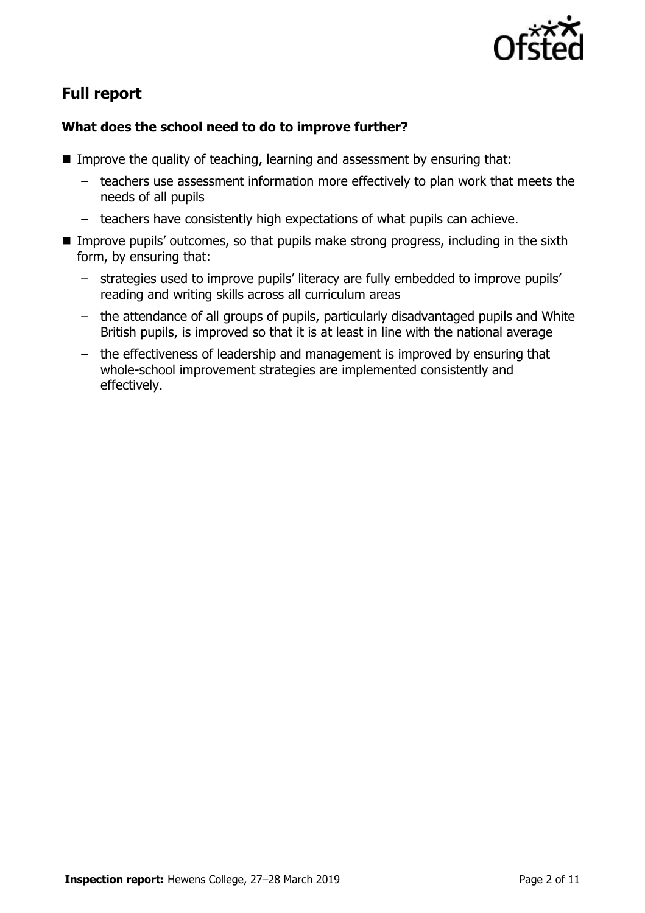## Full report

### What does the school need to do to improve further?

- Improve the quality of teaching, learning and assessment by ensuring that:
  - teachers use assessment information more effectively to plan work that meets the needs of all pupils
  - teachers have consistently high expectations of what pupils can achieve.
- Improve pupils' outcomes, so that pupils make strong progress, including in the sixth form, by ensuring that:
  - strategies used to improve pupils' literacy are fully embedded to improve pupils' reading and writing skills across all curriculum areas
  - the attendance of all groups of pupils, particularly disadvantaged pupils and White British pupils, is improved so that it is at least in line with the national average
  - the effectiveness of leadership and management is improved by ensuring that whole-school improvement strategies are implemented consistently and effectively.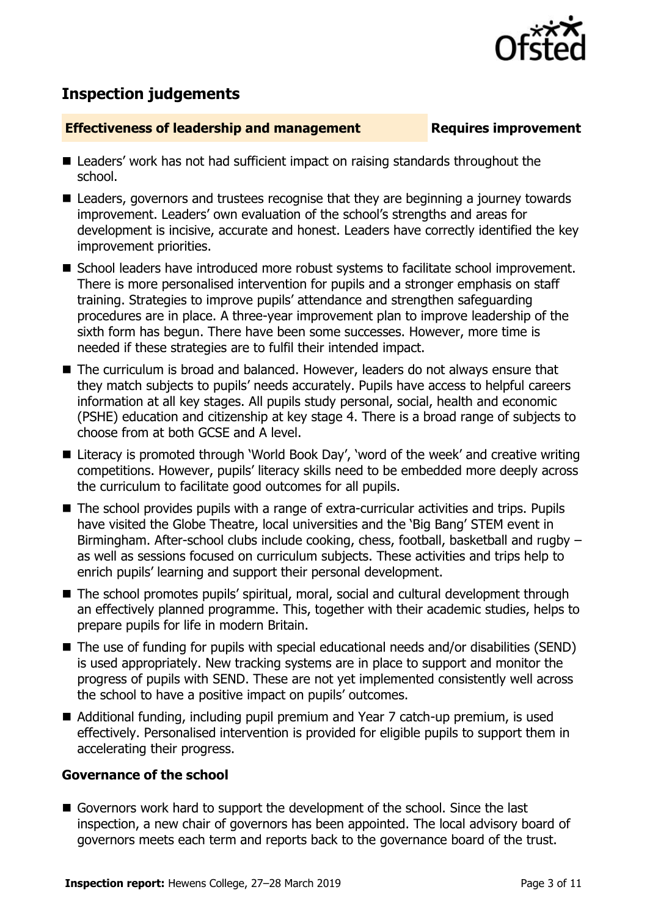## Inspection judgements

**Effectiveness of leadership and management** **Requires improvement**

- Leaders' work has not had sufficient impact on raising standards throughout the school.
- Leaders, governors and trustees recognise that they are beginning a journey towards improvement. Leaders' own evaluation of the school's strengths and areas for development is incisive, accurate and honest. Leaders have correctly identified the key improvement priorities.
- School leaders have introduced more robust systems to facilitate school improvement. There is more personalised intervention for pupils and a stronger emphasis on staff training. Strategies to improve pupils' attendance and strengthen safeguarding procedures are in place. A three-year improvement plan to improve leadership of the sixth form has begun. There have been some successes. However, more time is needed if these strategies are to fulfil their intended impact.
- The curriculum is broad and balanced. However, leaders do not always ensure that they match subjects to pupils' needs accurately. Pupils have access to helpful careers information at all key stages. All pupils study personal, social, health and economic (PSHE) education and citizenship at key stage 4. There is a broad range of subjects to choose from at both GCSE and A level.
- Literacy is promoted through 'World Book Day', 'word of the week' and creative writing competitions. However, pupils' literacy skills need to be embedded more deeply across the curriculum to facilitate good outcomes for all pupils.
- The school provides pupils with a range of extra-curricular activities and trips. Pupils have visited the Globe Theatre, local universities and the 'Big Bang' STEM event in Birmingham. After-school clubs include cooking, chess, football, basketball and rugby – as well as sessions focused on curriculum subjects. These activities and trips help to enrich pupils' learning and support their personal development.
- The school promotes pupils' spiritual, moral, social and cultural development through an effectively planned programme. This, together with their academic studies, helps to prepare pupils for life in modern Britain.
- The use of funding for pupils with special educational needs and/or disabilities (SEND) is used appropriately. New tracking systems are in place to support and monitor the progress of pupils with SEND. These are not yet implemented consistently well across the school to have a positive impact on pupils' outcomes.
- Additional funding, including pupil premium and Year 7 catch-up premium, is used effectively. Personalised intervention is provided for eligible pupils to support them in accelerating their progress.

### Governance of the school

- Governors work hard to support the development of the school. Since the last inspection, a new chair of governors has been appointed. The local advisory board of governors meets each term and reports back to the governance board of the trust.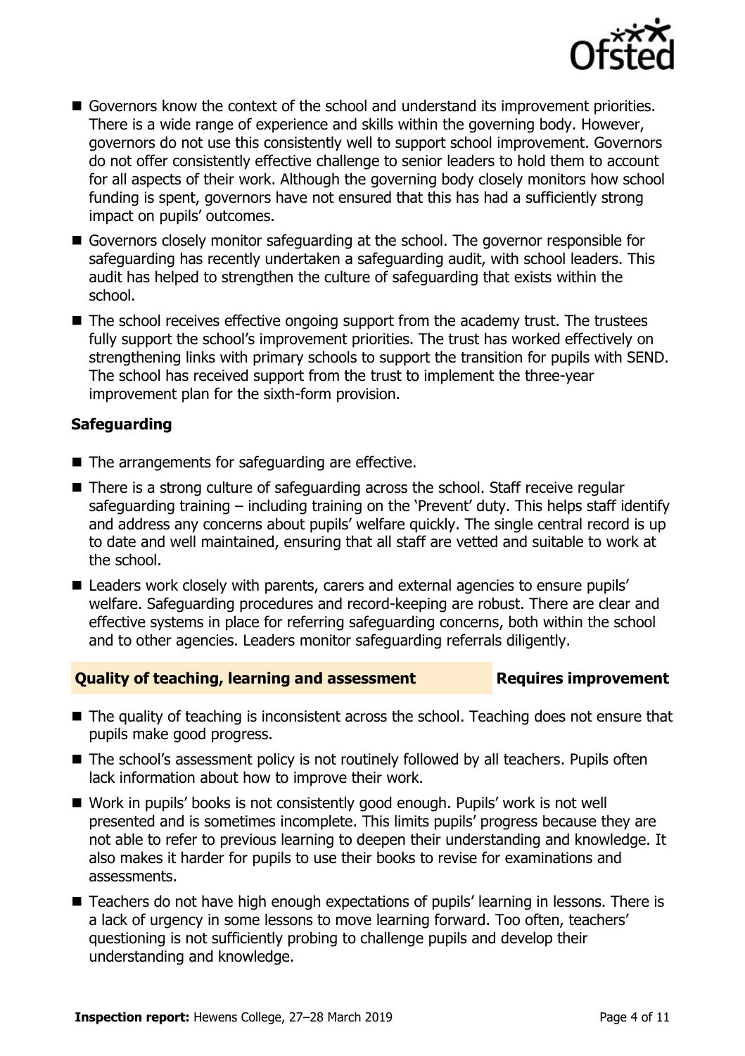- Governors know the context of the school and understand its improvement priorities. There is a wide range of experience and skills within the governing body. However, governors do not use this consistently well to support school improvement. Governors do not offer consistently effective challenge to senior leaders to hold them to account for all aspects of their work. Although the governing body closely monitors how school funding is spent, governors have not ensured that this has had a sufficiently strong impact on pupils' outcomes.
- Governors closely monitor safeguarding at the school. The governor responsible for safeguarding has recently undertaken a safeguarding audit, with school leaders. This audit has helped to strengthen the culture of safeguarding that exists within the school.
- The school receives effective ongoing support from the academy trust. The trustees fully support the school's improvement priorities. The trust has worked effectively on strengthening links with primary schools to support the transition for pupils with SEND. The school has received support from the trust to implement the three-year improvement plan for the sixth-form provision.

### Safeguarding

- The arrangements for safeguarding are effective.
- There is a strong culture of safeguarding across the school. Staff receive regular safeguarding training – including training on the 'Prevent' duty. This helps staff identify and address any concerns about pupils' welfare quickly. The single central record is up to date and well maintained, ensuring that all staff are vetted and suitable to work at the school.
- Leaders work closely with parents, carers and external agencies to ensure pupils' welfare. Safeguarding procedures and record-keeping are robust. There are clear and effective systems in place for referring safeguarding concerns, both within the school and to other agencies. Leaders monitor safeguarding referrals diligently.

### Quality of teaching, learning and assessment — Requires improvement

- The quality of teaching is inconsistent across the school. Teaching does not ensure that pupils make good progress.
- The school's assessment policy is not routinely followed by all teachers. Pupils often lack information about how to improve their work.
- Work in pupils' books is not consistently good enough. Pupils' work is not well presented and is sometimes incomplete. This limits pupils' progress because they are not able to refer to previous learning to deepen their understanding and knowledge. It also makes it harder for pupils to use their books to revise for examinations and assessments.
- Teachers do not have high enough expectations of pupils' learning in lessons. There is a lack of urgency in some lessons to move learning forward. Too often, teachers' questioning is not sufficiently probing to challenge pupils and develop their understanding and knowledge.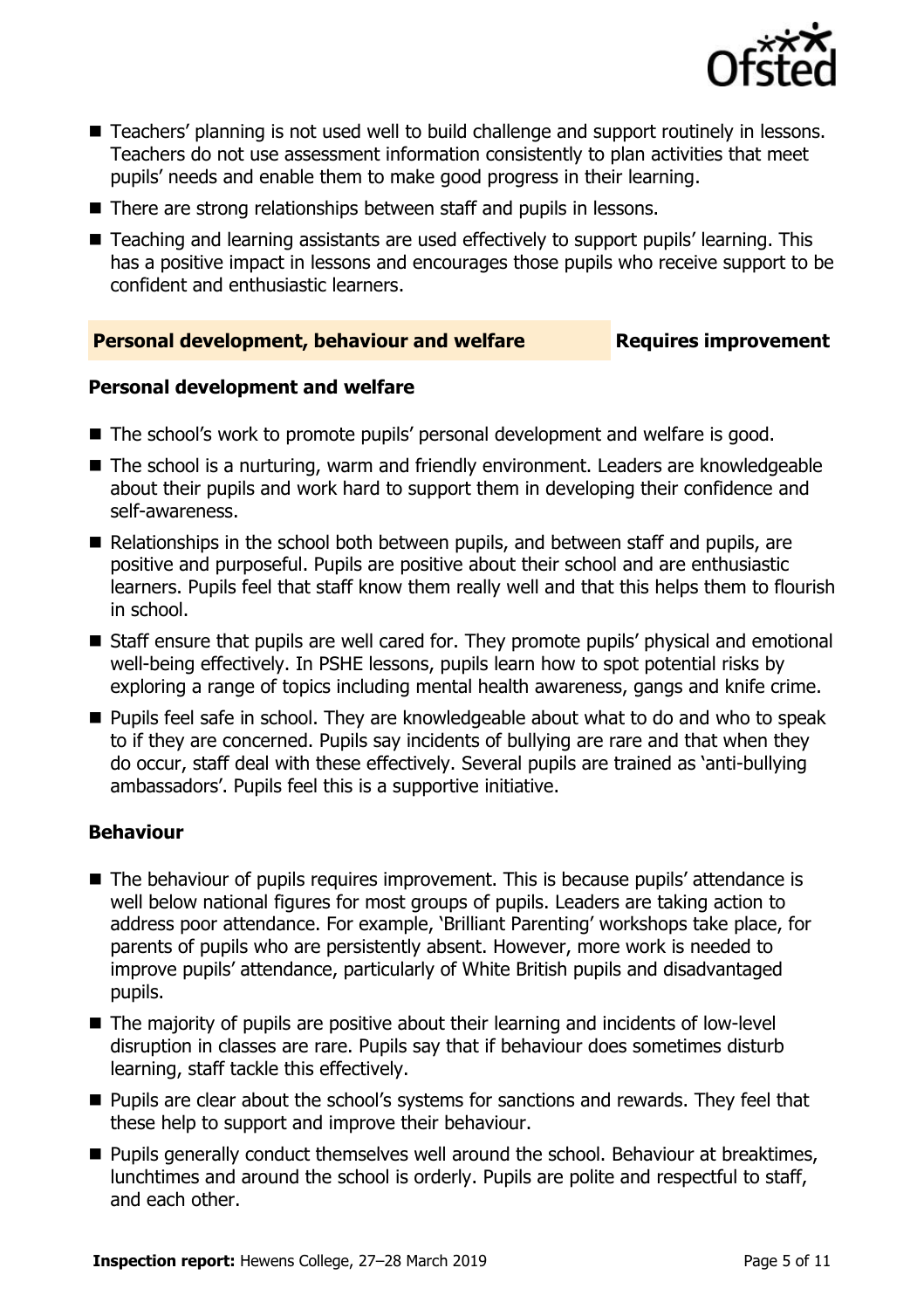- Teachers' planning is not used well to build challenge and support routinely in lessons. Teachers do not use assessment information consistently to plan activities that meet pupils' needs and enable them to make good progress in their learning.
- There are strong relationships between staff and pupils in lessons.
- Teaching and learning assistants are used effectively to support pupils' learning. This has a positive impact in lessons and encourages those pupils who receive support to be confident and enthusiastic learners.

## Personal development, behaviour and welfare — Requires improvement

### Personal development and welfare

- The school's work to promote pupils' personal development and welfare is good.
- The school is a nurturing, warm and friendly environment. Leaders are knowledgeable about their pupils and work hard to support them in developing their confidence and self-awareness.
- Relationships in the school both between pupils, and between staff and pupils, are positive and purposeful. Pupils are positive about their school and are enthusiastic learners. Pupils feel that staff know them really well and that this helps them to flourish in school.
- Staff ensure that pupils are well cared for. They promote pupils' physical and emotional well-being effectively. In PSHE lessons, pupils learn how to spot potential risks by exploring a range of topics including mental health awareness, gangs and knife crime.
- Pupils feel safe in school. They are knowledgeable about what to do and who to speak to if they are concerned. Pupils say incidents of bullying are rare and that when they do occur, staff deal with these effectively. Several pupils are trained as 'anti-bullying ambassadors'. Pupils feel this is a supportive initiative.

### Behaviour

- The behaviour of pupils requires improvement. This is because pupils' attendance is well below national figures for most groups of pupils. Leaders are taking action to address poor attendance. For example, 'Brilliant Parenting' workshops take place, for parents of pupils who are persistently absent. However, more work is needed to improve pupils' attendance, particularly of White British pupils and disadvantaged pupils.
- The majority of pupils are positive about their learning and incidents of low-level disruption in classes are rare. Pupils say that if behaviour does sometimes disturb learning, staff tackle this effectively.
- Pupils are clear about the school's systems for sanctions and rewards. They feel that these help to support and improve their behaviour.
- Pupils generally conduct themselves well around the school. Behaviour at breaktimes, lunchtimes and around the school is orderly. Pupils are polite and respectful to staff, and each other.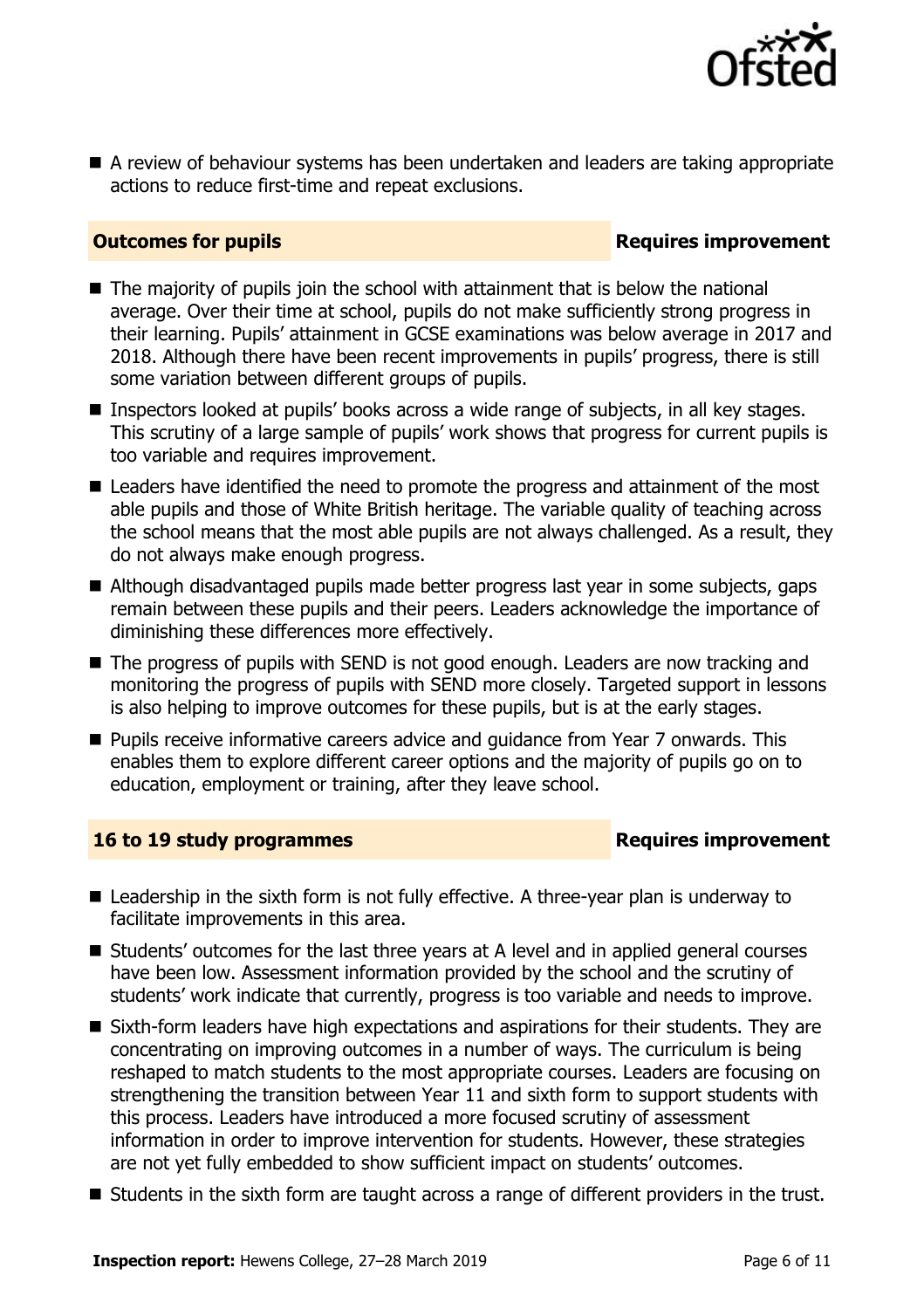- A review of behaviour systems has been undertaken and leaders are taking appropriate actions to reduce first-time and repeat exclusions.

## Outcomes for pupils — Requires improvement

- The majority of pupils join the school with attainment that is below the national average. Over their time at school, pupils do not make sufficiently strong progress in their learning. Pupils' attainment in GCSE examinations was below average in 2017 and 2018. Although there have been recent improvements in pupils' progress, there is still some variation between different groups of pupils.
- Inspectors looked at pupils' books across a wide range of subjects, in all key stages. This scrutiny of a large sample of pupils' work shows that progress for current pupils is too variable and requires improvement.
- Leaders have identified the need to promote the progress and attainment of the most able pupils and those of White British heritage. The variable quality of teaching across the school means that the most able pupils are not always challenged. As a result, they do not always make enough progress.
- Although disadvantaged pupils made better progress last year in some subjects, gaps remain between these pupils and their peers. Leaders acknowledge the importance of diminishing these differences more effectively.
- The progress of pupils with SEND is not good enough. Leaders are now tracking and monitoring the progress of pupils with SEND more closely. Targeted support in lessons is also helping to improve outcomes for these pupils, but is at the early stages.
- Pupils receive informative careers advice and guidance from Year 7 onwards. This enables them to explore different career options and the majority of pupils go on to education, employment or training, after they leave school.

## 16 to 19 study programmes — Requires improvement

- Leadership in the sixth form is not fully effective. A three-year plan is underway to facilitate improvements in this area.
- Students' outcomes for the last three years at A level and in applied general courses have been low. Assessment information provided by the school and the scrutiny of students' work indicate that currently, progress is too variable and needs to improve.
- Sixth-form leaders have high expectations and aspirations for their students. They are concentrating on improving outcomes in a number of ways. The curriculum is being reshaped to match students to the most appropriate courses. Leaders are focusing on strengthening the transition between Year 11 and sixth form to support students with this process. Leaders have introduced a more focused scrutiny of assessment information in order to improve intervention for students. However, these strategies are not yet fully embedded to show sufficient impact on students' outcomes.
- Students in the sixth form are taught across a range of different providers in the trust.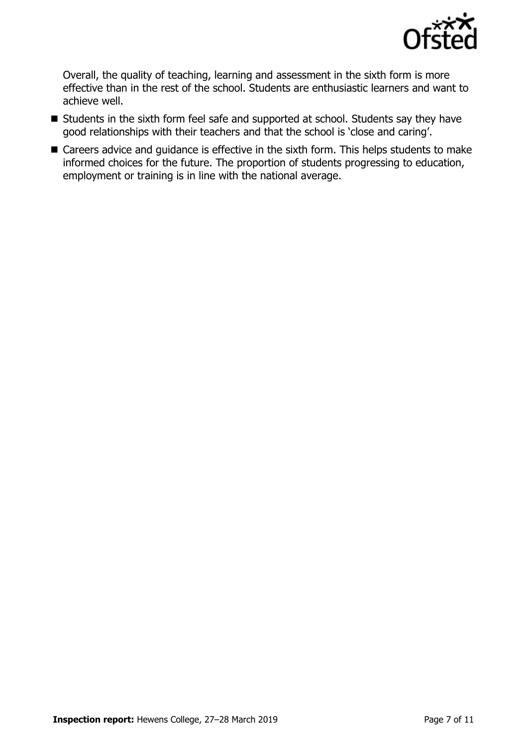Overall, the quality of teaching, learning and assessment in the sixth form is more effective than in the rest of the school. Students are enthusiastic learners and want to achieve well.

- Students in the sixth form feel safe and supported at school. Students say they have good relationships with their teachers and that the school is 'close and caring'.
- Careers advice and guidance is effective in the sixth form. This helps students to make informed choices for the future. The proportion of students progressing to education, employment or training is in line with the national average.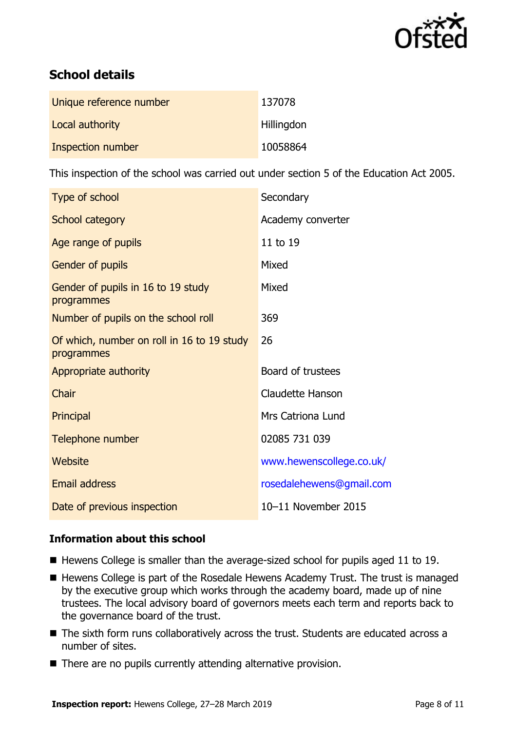## School details

| | |
|---|---|
| Unique reference number | 137078 |
| Local authority | Hillingdon |
| Inspection number | 10058864 |

This inspection of the school was carried out under section 5 of the Education Act 2005.

| | |
|---|---|
| Type of school | Secondary |
| School category | Academy converter |
| Age range of pupils | 11 to 19 |
| Gender of pupils | Mixed |
| Gender of pupils in 16 to 19 study programmes | Mixed |
| Number of pupils on the school roll | 369 |
| Of which, number on roll in 16 to 19 study programmes | 26 |
| Appropriate authority | Board of trustees |
| Chair | Claudette Hanson |
| Principal | Mrs Catriona Lund |
| Telephone number | 02085 731 039 |
| Website | www.hewenscollege.co.uk/ |
| Email address | rosedalehewens@gmail.com |
| Date of previous inspection | 10–11 November 2015 |

### Information about this school

- Hewens College is smaller than the average-sized school for pupils aged 11 to 19.
- Hewens College is part of the Rosedale Hewens Academy Trust. The trust is managed by the executive group which works through the academy board, made up of nine trustees. The local advisory board of governors meets each term and reports back to the governance board of the trust.
- The sixth form runs collaboratively across the trust. Students are educated across a number of sites.
- There are no pupils currently attending alternative provision.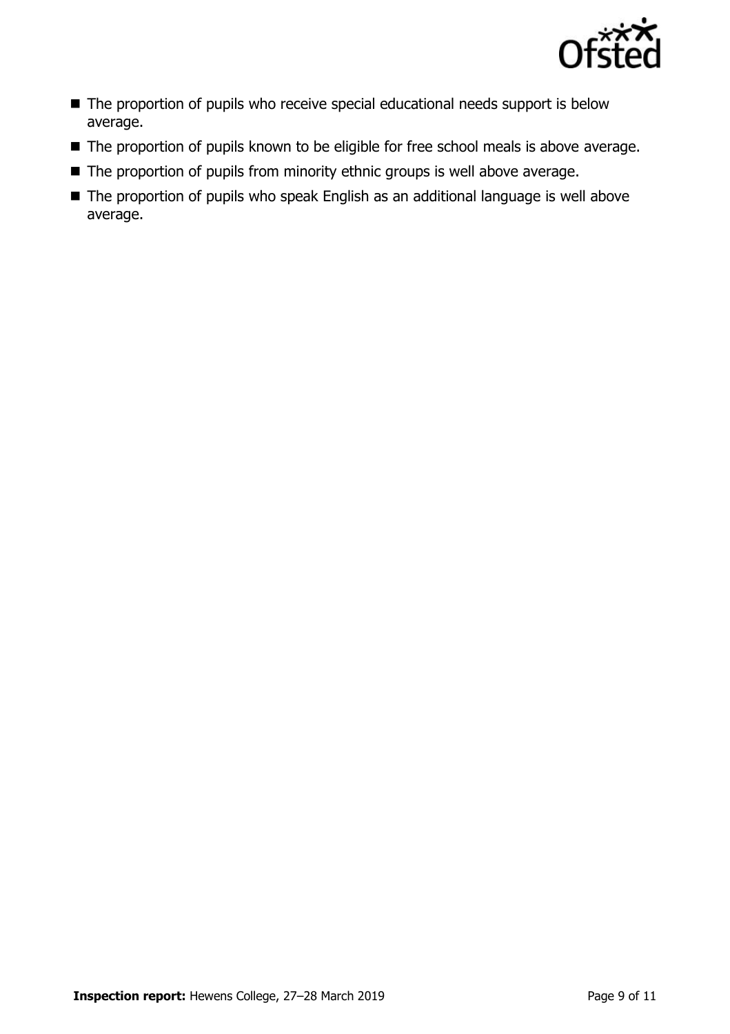- The proportion of pupils who receive special educational needs support is below average.
- The proportion of pupils known to be eligible for free school meals is above average.
- The proportion of pupils from minority ethnic groups is well above average.
- The proportion of pupils who speak English as an additional language is well above average.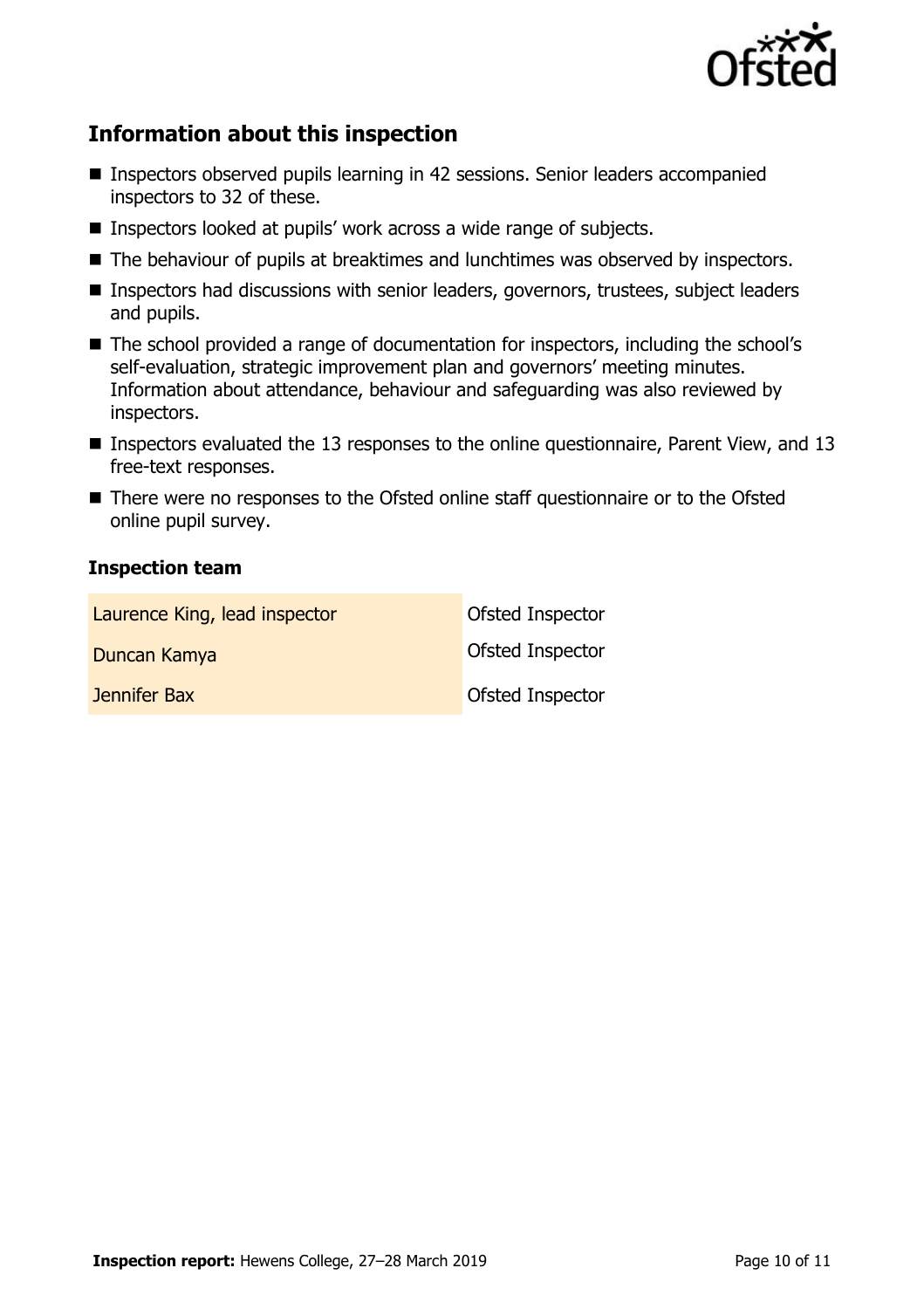## Information about this inspection

- Inspectors observed pupils learning in 42 sessions. Senior leaders accompanied inspectors to 32 of these.
- Inspectors looked at pupils' work across a wide range of subjects.
- The behaviour of pupils at breaktimes and lunchtimes was observed by inspectors.
- Inspectors had discussions with senior leaders, governors, trustees, subject leaders and pupils.
- The school provided a range of documentation for inspectors, including the school's self-evaluation, strategic improvement plan and governors' meeting minutes. Information about attendance, behaviour and safeguarding was also reviewed by inspectors.
- Inspectors evaluated the 13 responses to the online questionnaire, Parent View, and 13 free-text responses.
- There were no responses to the Ofsted online staff questionnaire or to the Ofsted online pupil survey.

### Inspection team

| | |
|---|---|
| Laurence King, lead inspector | Ofsted Inspector |
| Duncan Kamya | Ofsted Inspector |
| Jennifer Bax | Ofsted Inspector |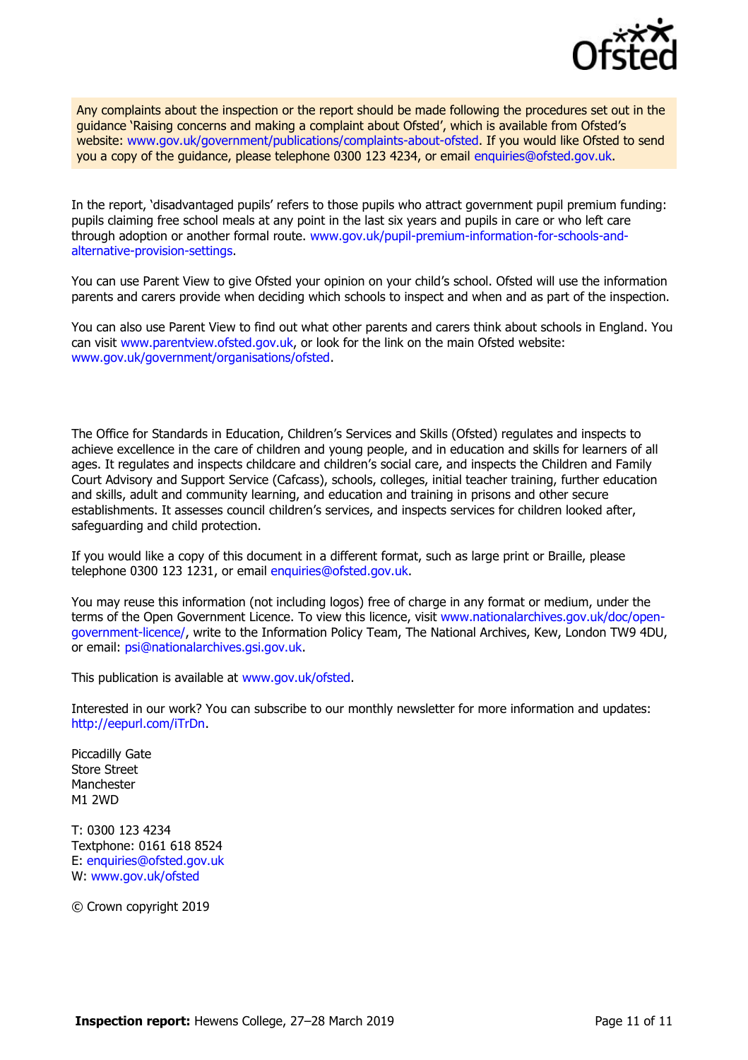Any complaints about the inspection or the report should be made following the procedures set out in the guidance 'Raising concerns and making a complaint about Ofsted', which is available from Ofsted's website: www.gov.uk/government/publications/complaints-about-ofsted. If you would like Ofsted to send you a copy of the guidance, please telephone 0300 123 4234, or email enquiries@ofsted.gov.uk.

In the report, 'disadvantaged pupils' refers to those pupils who attract government pupil premium funding: pupils claiming free school meals at any point in the last six years and pupils in care or who left care through adoption or another formal route. www.gov.uk/pupil-premium-information-for-schools-and-alternative-provision-settings.

You can use Parent View to give Ofsted your opinion on your child's school. Ofsted will use the information parents and carers provide when deciding which schools to inspect and when and as part of the inspection.

You can also use Parent View to find out what other parents and carers think about schools in England. You can visit www.parentview.ofsted.gov.uk, or look for the link on the main Ofsted website: www.gov.uk/government/organisations/ofsted.

The Office for Standards in Education, Children's Services and Skills (Ofsted) regulates and inspects to achieve excellence in the care of children and young people, and in education and skills for learners of all ages. It regulates and inspects childcare and children's social care, and inspects the Children and Family Court Advisory and Support Service (Cafcass), schools, colleges, initial teacher training, further education and skills, adult and community learning, and education and training in prisons and other secure establishments. It assesses council children's services, and inspects services for children looked after, safeguarding and child protection.

If you would like a copy of this document in a different format, such as large print or Braille, please telephone 0300 123 1231, or email enquiries@ofsted.gov.uk.

You may reuse this information (not including logos) free of charge in any format or medium, under the terms of the Open Government Licence. To view this licence, visit www.nationalarchives.gov.uk/doc/open-government-licence/, write to the Information Policy Team, The National Archives, Kew, London TW9 4DU, or email: psi@nationalarchives.gsi.gov.uk.

This publication is available at www.gov.uk/ofsted.

Interested in our work? You can subscribe to our monthly newsletter for more information and updates: http://eepurl.com/iTrDn.

Piccadilly Gate
Store Street
Manchester
M1 2WD

T: 0300 123 4234
Textphone: 0161 618 8524
E: enquiries@ofsted.gov.uk
W: www.gov.uk/ofsted

© Crown copyright 2019